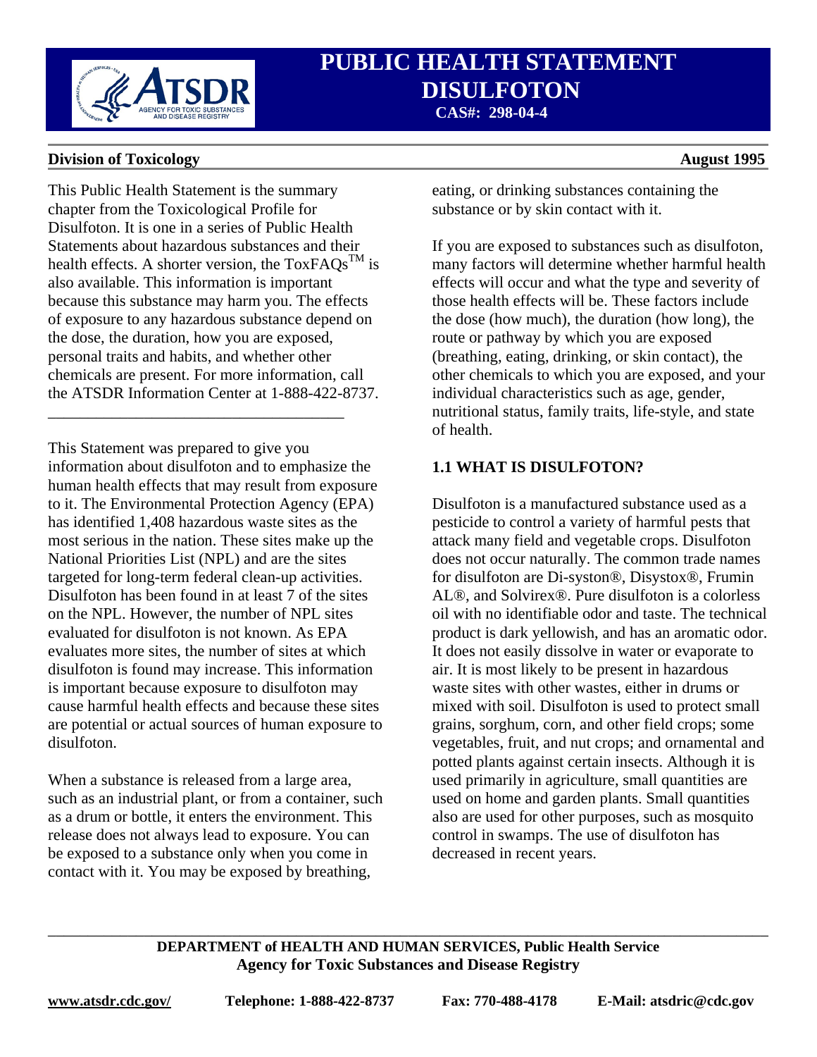# PUBLIC HEALTH STATEMENT
# DISULFOTON
**CAS#: 298-04-4**

**Division of Toxicology** **August 1995**

This Public Health Statement is the summary chapter from the Toxicological Profile for Disulfoton. It is one in a series of Public Health Statements about hazardous substances and their health effects. A shorter version, the ToxFAQs™ is also available. This information is important because this substance may harm you. The effects of exposure to any hazardous substance depend on the dose, the duration, how you are exposed, personal traits and habits, and whether other chemicals are present. For more information, call the ATSDR Information Center at 1-888-422-8737.

---

This Statement was prepared to give you information about disulfoton and to emphasize the human health effects that may result from exposure to it. The Environmental Protection Agency (EPA) has identified 1,408 hazardous waste sites as the most serious in the nation. These sites make up the National Priorities List (NPL) and are the sites targeted for long-term federal clean-up activities. Disulfoton has been found in at least 7 of the sites on the NPL. However, the number of NPL sites evaluated for disulfoton is not known. As EPA evaluates more sites, the number of sites at which disulfoton is found may increase. This information is important because exposure to disulfoton may cause harmful health effects and because these sites are potential or actual sources of human exposure to disulfoton.

When a substance is released from a large area, such as an industrial plant, or from a container, such as a drum or bottle, it enters the environment. This release does not always lead to exposure. You can be exposed to a substance only when you come in contact with it. You may be exposed by breathing, eating, or drinking substances containing the substance or by skin contact with it.

If you are exposed to substances such as disulfoton, many factors will determine whether harmful health effects will occur and what the type and severity of those health effects will be. These factors include the dose (how much), the duration (how long), the route or pathway by which you are exposed (breathing, eating, drinking, or skin contact), the other chemicals to which you are exposed, and your individual characteristics such as age, gender, nutritional status, family traits, life-style, and state of health.

## 1.1 WHAT IS DISULFOTON?

Disulfoton is a manufactured substance used as a pesticide to control a variety of harmful pests that attack many field and vegetable crops. Disulfoton does not occur naturally. The common trade names for disulfoton are Di-syston®, Disystox®, Frumin AL®, and Solvirex®. Pure disulfoton is a colorless oil with no identifiable odor and taste. The technical product is dark yellowish, and has an aromatic odor. It does not easily dissolve in water or evaporate to air. It is most likely to be present in hazardous waste sites with other wastes, either in drums or mixed with soil. Disulfoton is used to protect small grains, sorghum, corn, and other field crops; some vegetables, fruit, and nut crops; and ornamental and potted plants against certain insects. Although it is used primarily in agriculture, small quantities are used on home and garden plants. Small quantities also are used for other purposes, such as mosquito control in swamps. The use of disulfoton has decreased in recent years.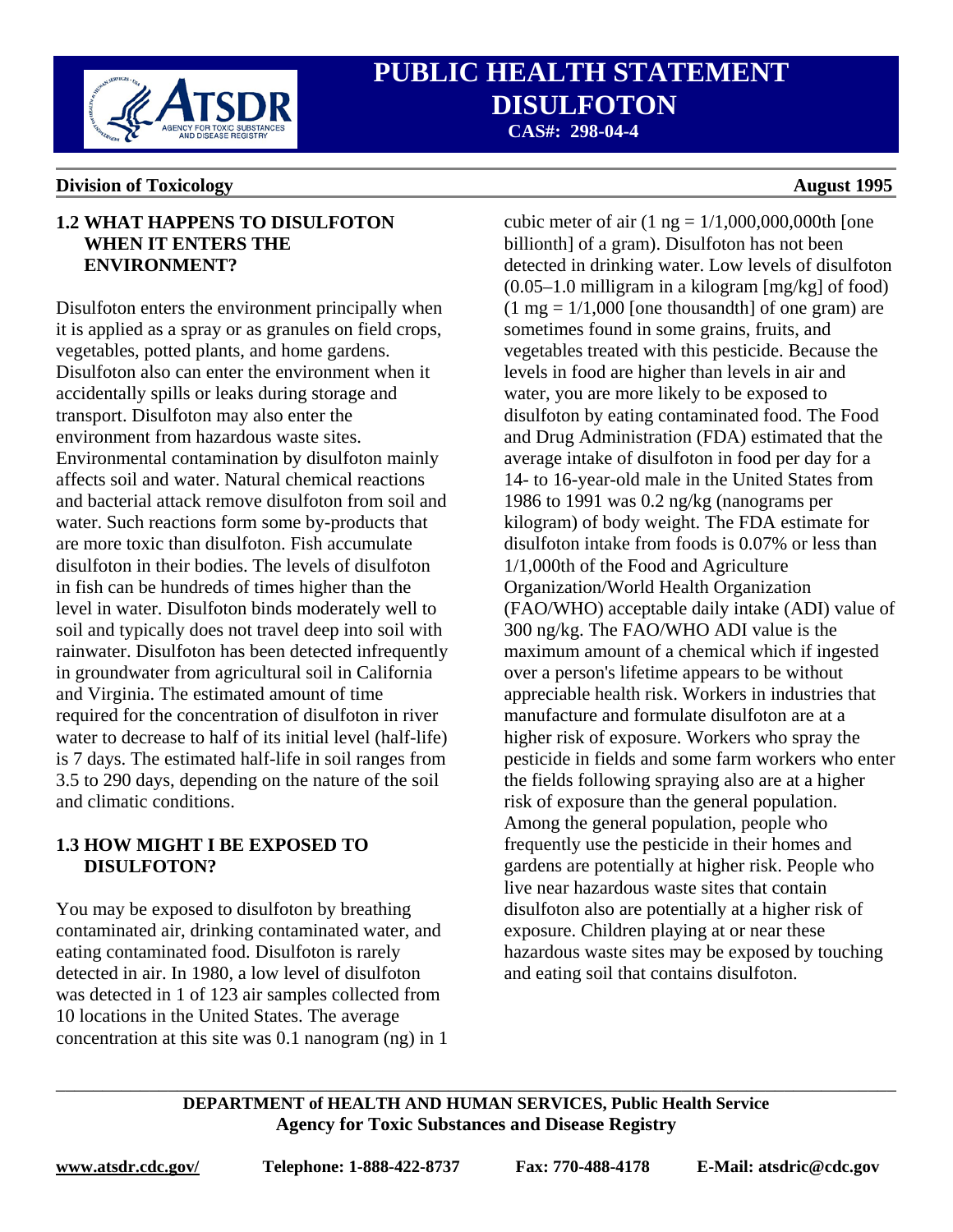## 1.2 WHAT HAPPENS TO DISULFOTON WHEN IT ENTERS THE ENVIRONMENT?

Disulfoton enters the environment principally when it is applied as a spray or as granules on field crops, vegetables, potted plants, and home gardens. Disulfoton also can enter the environment when it accidentally spills or leaks during storage and transport. Disulfoton may also enter the environment from hazardous waste sites. Environmental contamination by disulfoton mainly affects soil and water. Natural chemical reactions and bacterial attack remove disulfoton from soil and water. Such reactions form some by-products that are more toxic than disulfoton. Fish accumulate disulfoton in their bodies. The levels of disulfoton in fish can be hundreds of times higher than the level in water. Disulfoton binds moderately well to soil and typically does not travel deep into soil with rainwater. Disulfoton has been detected infrequently in groundwater from agricultural soil in California and Virginia. The estimated amount of time required for the concentration of disulfoton in river water to decrease to half of its initial level (half-life) is 7 days. The estimated half-life in soil ranges from 3.5 to 290 days, depending on the nature of the soil and climatic conditions.

## 1.3 HOW MIGHT I BE EXPOSED TO DISULFOTON?

You may be exposed to disulfoton by breathing contaminated air, drinking contaminated water, and eating contaminated food. Disulfoton is rarely detected in air. In 1980, a low level of disulfoton was detected in 1 of 123 air samples collected from 10 locations in the United States. The average concentration at this site was 0.1 nanogram (ng) in 1 cubic meter of air (1 ng = 1/1,000,000,000th [one billionth] of a gram). Disulfoton has not been detected in drinking water. Low levels of disulfoton (0.05–1.0 milligram in a kilogram [mg/kg] of food) (1 mg = 1/1,000 [one thousandth] of one gram) are sometimes found in some grains, fruits, and vegetables treated with this pesticide. Because the levels in food are higher than levels in air and water, you are more likely to be exposed to disulfoton by eating contaminated food. The Food and Drug Administration (FDA) estimated that the average intake of disulfoton in food per day for a 14- to 16-year-old male in the United States from 1986 to 1991 was 0.2 ng/kg (nanograms per kilogram) of body weight. The FDA estimate for disulfoton intake from foods is 0.07% or less than 1/1,000th of the Food and Agriculture Organization/World Health Organization (FAO/WHO) acceptable daily intake (ADI) value of 300 ng/kg. The FAO/WHO ADI value is the maximum amount of a chemical which if ingested over a person's lifetime appears to be without appreciable health risk. Workers in industries that manufacture and formulate disulfoton are at a higher risk of exposure. Workers who spray the pesticide in fields and some farm workers who enter the fields following spraying also are at a higher risk of exposure than the general population. Among the general population, people who frequently use the pesticide in their homes and gardens are potentially at higher risk. People who live near hazardous waste sites that contain disulfoton also are potentially at a higher risk of exposure. Children playing at or near these hazardous waste sites may be exposed by touching and eating soil that contains disulfoton.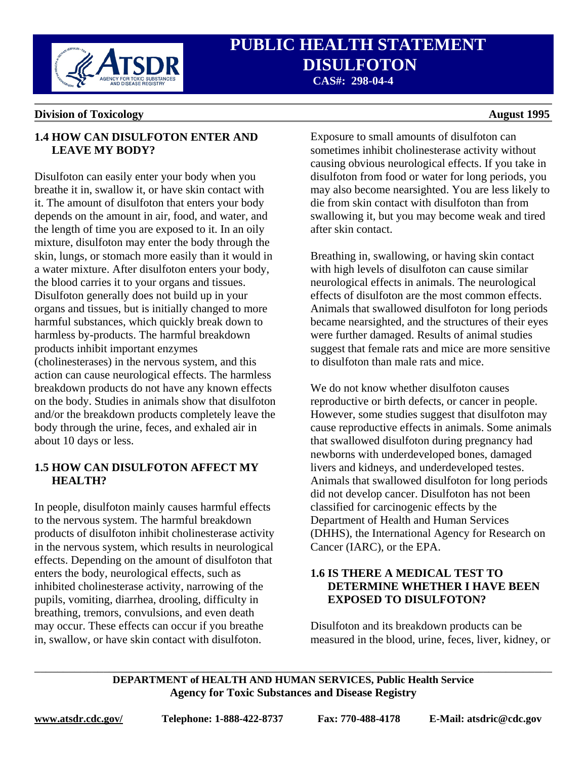## 1.4 HOW CAN DISULFOTON ENTER AND LEAVE MY BODY?

Disulfoton can easily enter your body when you breathe it in, swallow it, or have skin contact with it. The amount of disulfoton that enters your body depends on the amount in air, food, and water, and the length of time you are exposed to it. In an oily mixture, disulfoton may enter the body through the skin, lungs, or stomach more easily than it would in a water mixture. After disulfoton enters your body, the blood carries it to your organs and tissues. Disulfoton generally does not build up in your organs and tissues, but is initially changed to more harmful substances, which quickly break down to harmless by-products. The harmful breakdown products inhibit important enzymes (cholinesterases) in the nervous system, and this action can cause neurological effects. The harmless breakdown products do not have any known effects on the body. Studies in animals show that disulfoton and/or the breakdown products completely leave the body through the urine, feces, and exhaled air in about 10 days or less.

## 1.5 HOW CAN DISULFOTON AFFECT MY HEALTH?

In people, disulfoton mainly causes harmful effects to the nervous system. The harmful breakdown products of disulfoton inhibit cholinesterase activity in the nervous system, which results in neurological effects. Depending on the amount of disulfoton that enters the body, neurological effects, such as inhibited cholinesterase activity, narrowing of the pupils, vomiting, diarrhea, drooling, difficulty in breathing, tremors, convulsions, and even death may occur. These effects can occur if you breathe in, swallow, or have skin contact with disulfoton.

Exposure to small amounts of disulfoton can sometimes inhibit cholinesterase activity without causing obvious neurological effects. If you take in disulfoton from food or water for long periods, you may also become nearsighted. You are less likely to die from skin contact with disulfoton than from swallowing it, but you may become weak and tired after skin contact.

Breathing in, swallowing, or having skin contact with high levels of disulfoton can cause similar neurological effects in animals. The neurological effects of disulfoton are the most common effects. Animals that swallowed disulfoton for long periods became nearsighted, and the structures of their eyes were further damaged. Results of animal studies suggest that female rats and mice are more sensitive to disulfoton than male rats and mice.

We do not know whether disulfoton causes reproductive or birth defects, or cancer in people. However, some studies suggest that disulfoton may cause reproductive effects in animals. Some animals that swallowed disulfoton during pregnancy had newborns with underdeveloped bones, damaged livers and kidneys, and underdeveloped testes. Animals that swallowed disulfoton for long periods did not develop cancer. Disulfoton has not been classified for carcinogenic effects by the Department of Health and Human Services (DHHS), the International Agency for Research on Cancer (IARC), or the EPA.

## 1.6 IS THERE A MEDICAL TEST TO DETERMINE WHETHER I HAVE BEEN EXPOSED TO DISULFOTON?

Disulfoton and its breakdown products can be measured in the blood, urine, feces, liver, kidney, or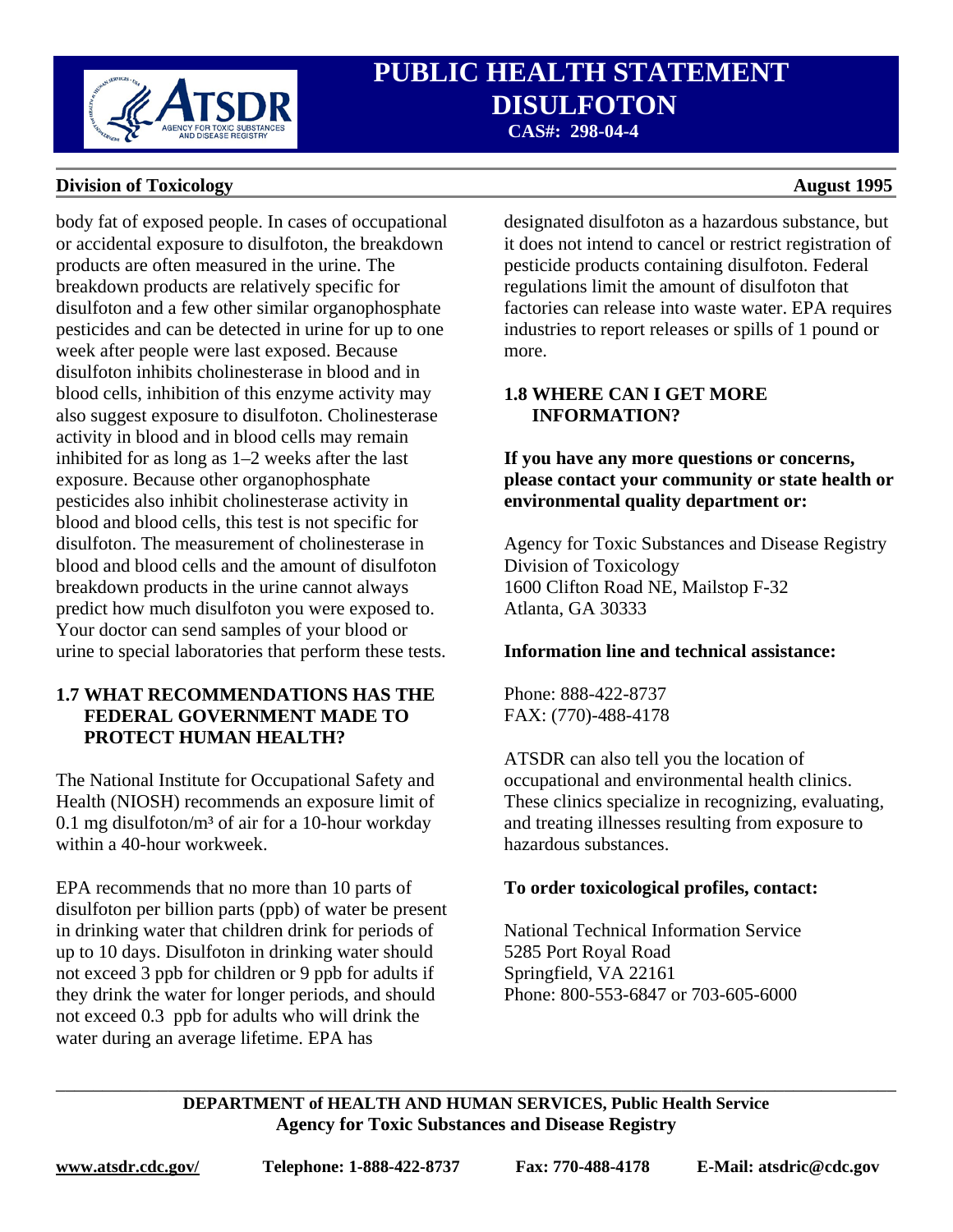body fat of exposed people. In cases of occupational or accidental exposure to disulfoton, the breakdown products are often measured in the urine. The breakdown products are relatively specific for disulfoton and a few other similar organophosphate pesticides and can be detected in urine for up to one week after people were last exposed. Because disulfoton inhibits cholinesterase in blood and in blood cells, inhibition of this enzyme activity may also suggest exposure to disulfoton. Cholinesterase activity in blood and in blood cells may remain inhibited for as long as 1–2 weeks after the last exposure. Because other organophosphate pesticides also inhibit cholinesterase activity in blood and blood cells, this test is not specific for disulfoton. The measurement of cholinesterase in blood and blood cells and the amount of disulfoton breakdown products in the urine cannot always predict how much disulfoton you were exposed to. Your doctor can send samples of your blood or urine to special laboratories that perform these tests.

## 1.7 WHAT RECOMMENDATIONS HAS THE FEDERAL GOVERNMENT MADE TO PROTECT HUMAN HEALTH?

The National Institute for Occupational Safety and Health (NIOSH) recommends an exposure limit of 0.1 mg disulfoton/$m^3$ of air for a 10-hour workday within a 40-hour workweek.

EPA recommends that no more than 10 parts of disulfoton per billion parts (ppb) of water be present in drinking water that children drink for periods of up to 10 days. Disulfoton in drinking water should not exceed 3 ppb for children or 9 ppb for adults if they drink the water for longer periods, and should not exceed 0.3 ppb for adults who will drink the water during an average lifetime. EPA has designated disulfoton as a hazardous substance, but it does not intend to cancel or restrict registration of pesticide products containing disulfoton. Federal regulations limit the amount of disulfoton that factories can release into waste water. EPA requires industries to report releases or spills of 1 pound or more.

## 1.8 WHERE CAN I GET MORE INFORMATION?

**If you have any more questions or concerns, please contact your community or state health or environmental quality department or:**

Agency for Toxic Substances and Disease Registry
Division of Toxicology
1600 Clifton Road NE, Mailstop F-32
Atlanta, GA 30333

**Information line and technical assistance:**

Phone: 888-422-8737
FAX: (770)-488-4178

ATSDR can also tell you the location of occupational and environmental health clinics. These clinics specialize in recognizing, evaluating, and treating illnesses resulting from exposure to hazardous substances.

**To order toxicological profiles, contact:**

National Technical Information Service
5285 Port Royal Road
Springfield, VA 22161
Phone: 800-553-6847 or 703-605-6000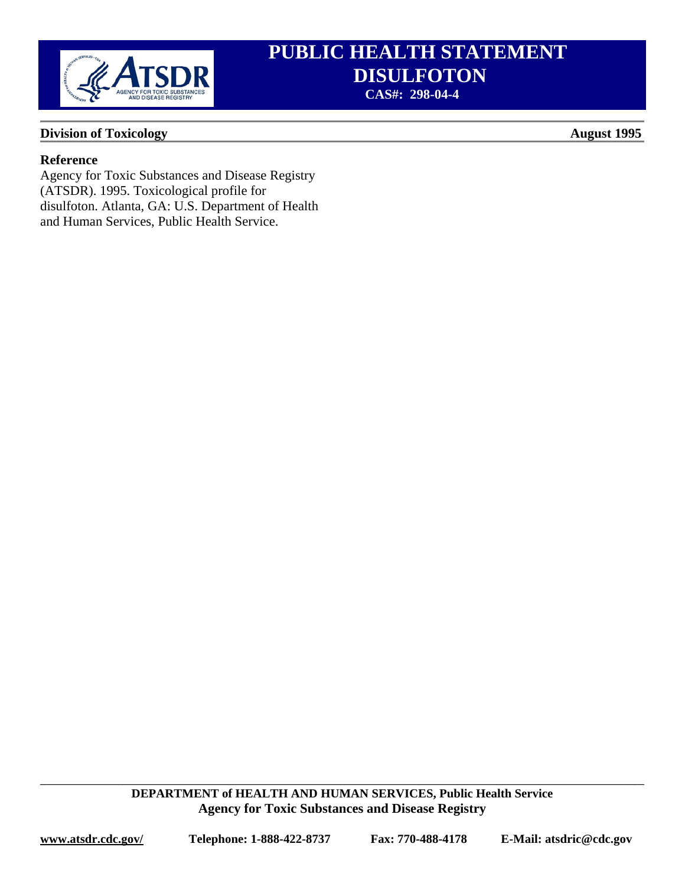### Reference

Agency for Toxic Substances and Disease Registry (ATSDR). 1995. Toxicological profile for disulfoton. Atlanta, GA: U.S. Department of Health and Human Services, Public Health Service.